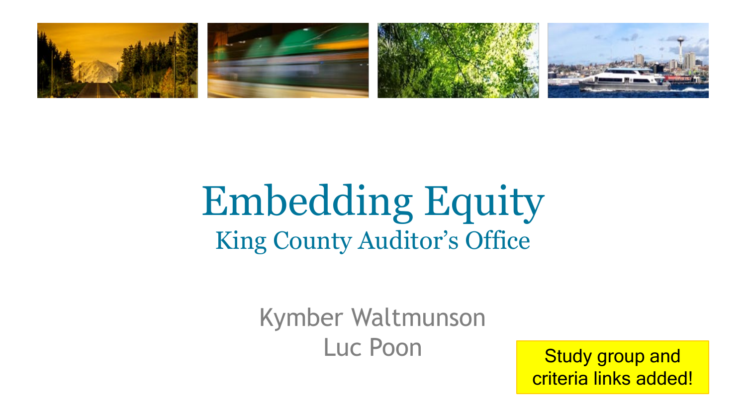# Embedding Equity

## King County Auditor's Office

Kymber Waltmunson
Luc Poon

Study group and criteria links added!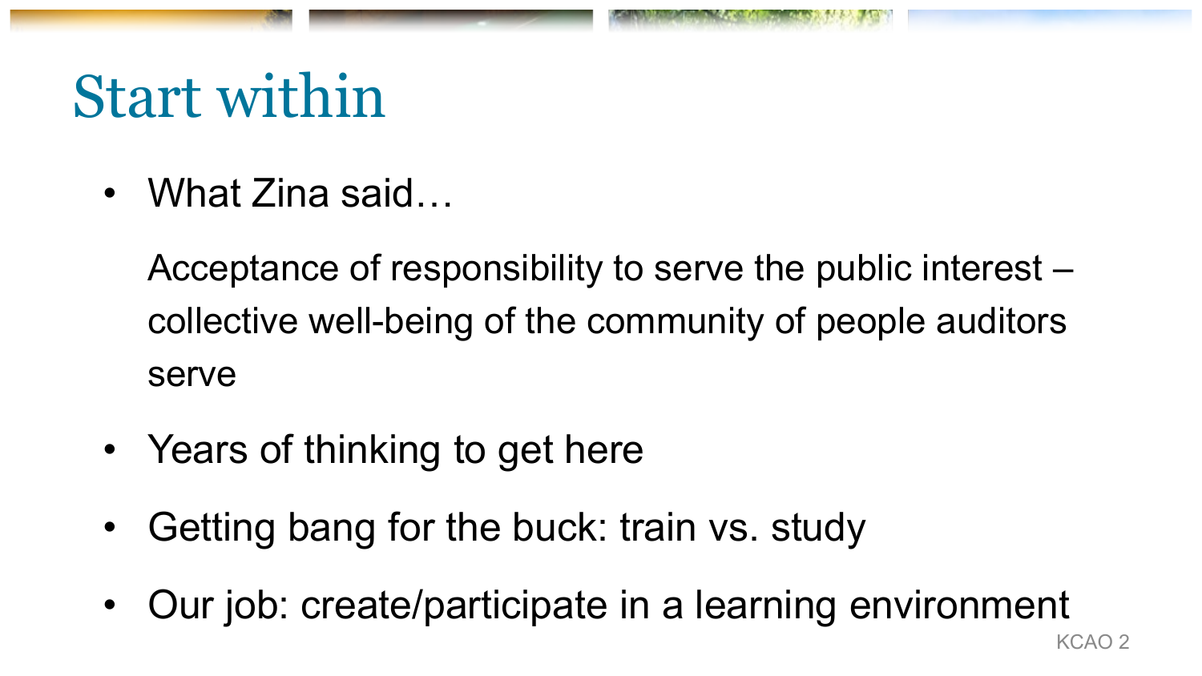# Start within

- What Zina said…

  Acceptance of responsibility to serve the public interest – collective well-being of the community of people auditors serve

- Years of thinking to get here
- Getting bang for the buck: train vs. study
- Our job: create/participate in a learning environment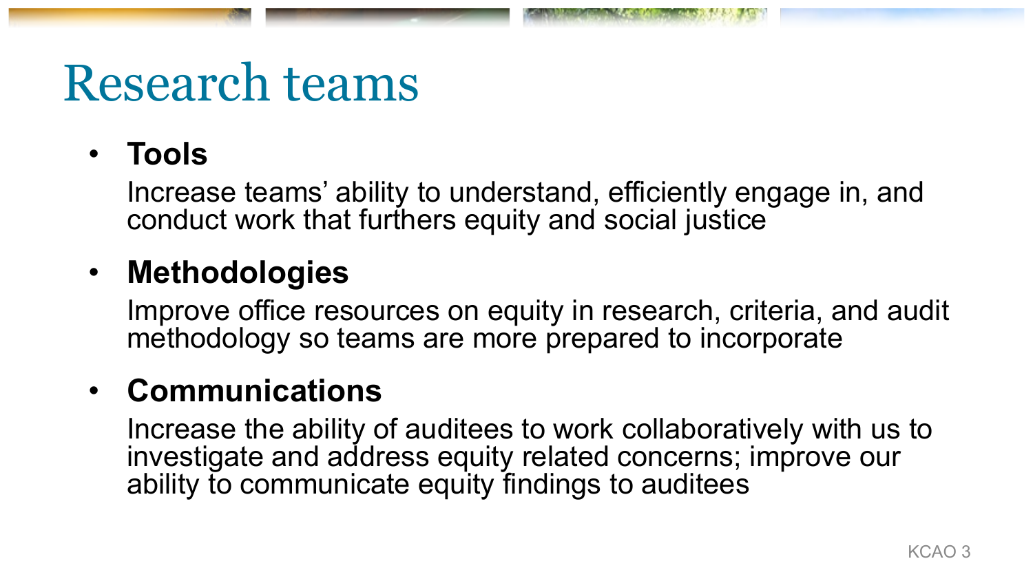# Research teams

- **Tools**

  Increase teams' ability to understand, efficiently engage in, and conduct work that furthers equity and social justice

- **Methodologies**

  Improve office resources on equity in research, criteria, and audit methodology so teams are more prepared to incorporate

- **Communications**

  Increase the ability of auditees to work collaboratively with us to investigate and address equity related concerns; improve our ability to communicate equity findings to auditees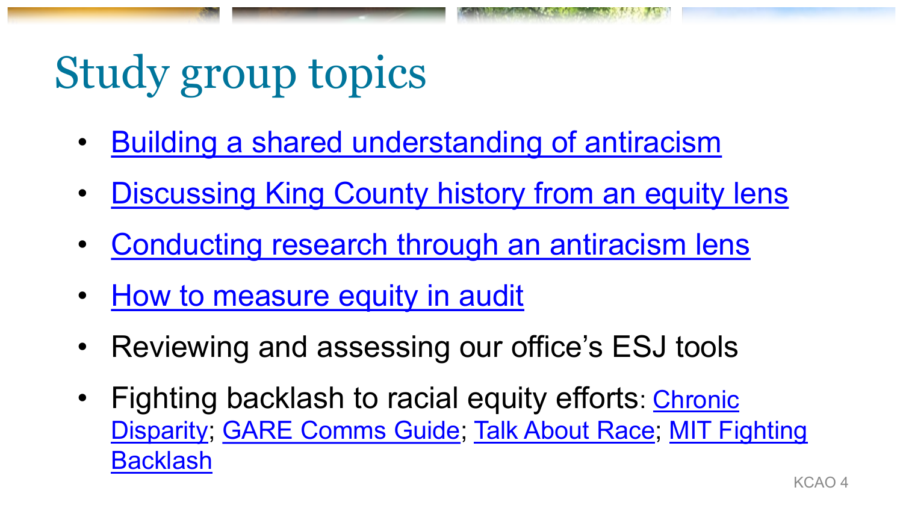# Study group topics

- Building a shared understanding of antiracism
- Discussing King County history from an equity lens
- Conducting research through an antiracism lens
- How to measure equity in audit
- Reviewing and assessing our office's ESJ tools
- Fighting backlash to racial equity efforts: Chronic Disparity; GARE Comms Guide; Talk About Race; MIT Fighting Backlash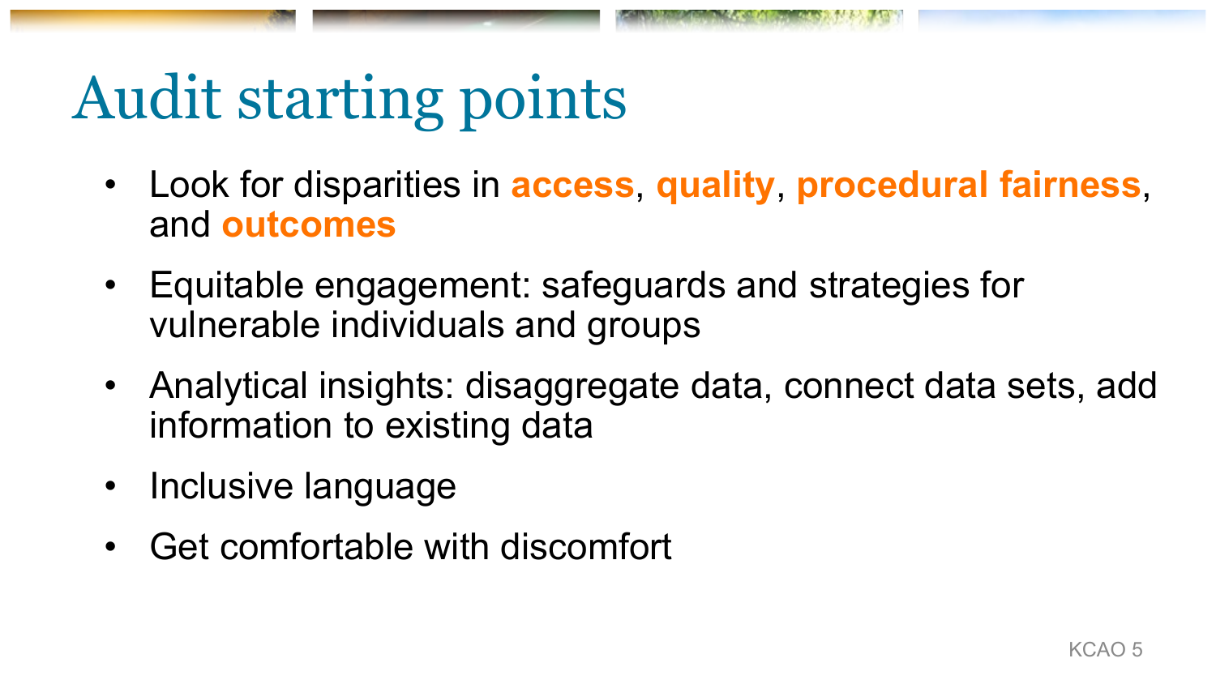# Audit starting points

- Look for disparities in **access**, **quality**, **procedural fairness**, and **outcomes**
- Equitable engagement: safeguards and strategies for vulnerable individuals and groups
- Analytical insights: disaggregate data, connect data sets, add information to existing data
- Inclusive language
- Get comfortable with discomfort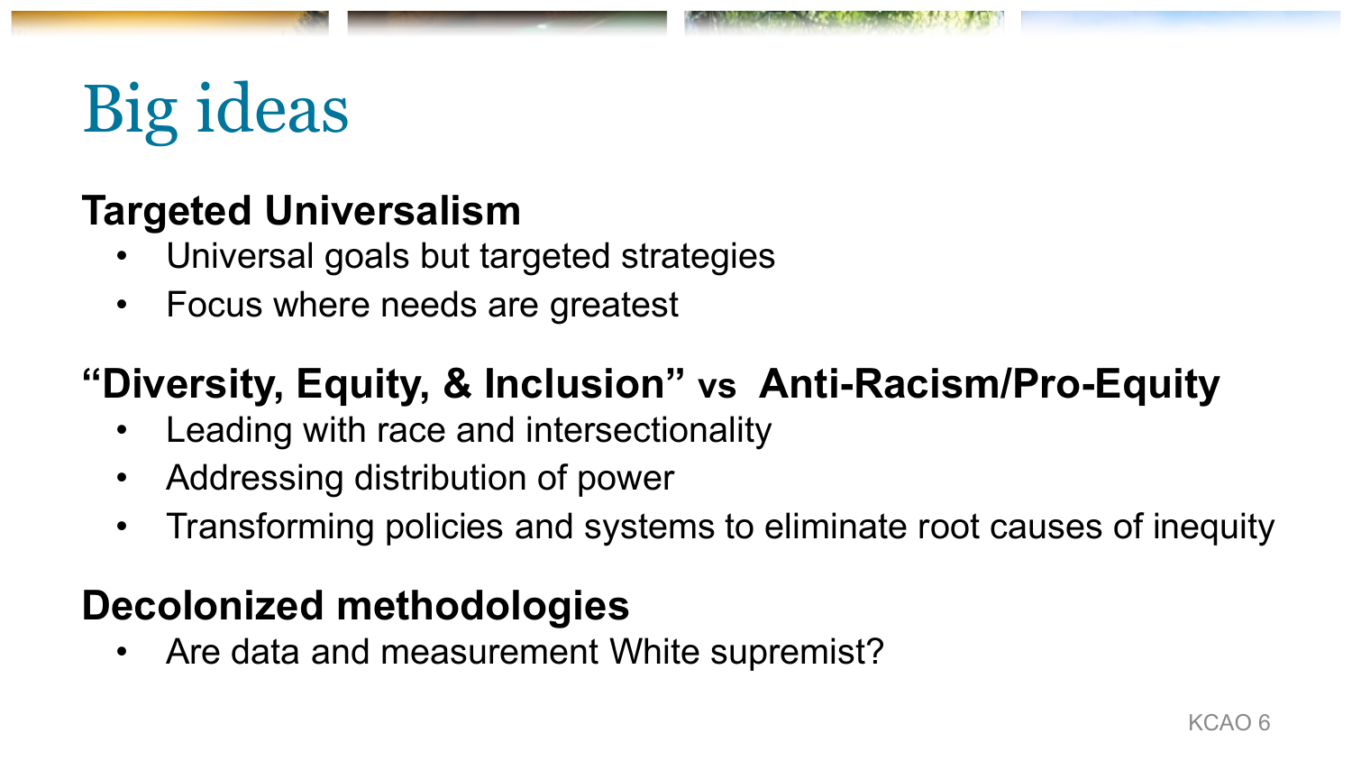# Big ideas

**Targeted Universalism**

- Universal goals but targeted strategies
- Focus where needs are greatest

**"Diversity, Equity, & Inclusion" vs Anti-Racism/Pro-Equity**

- Leading with race and intersectionality
- Addressing distribution of power
- Transforming policies and systems to eliminate root causes of inequity

**Decolonized methodologies**

- Are data and measurement White supremist?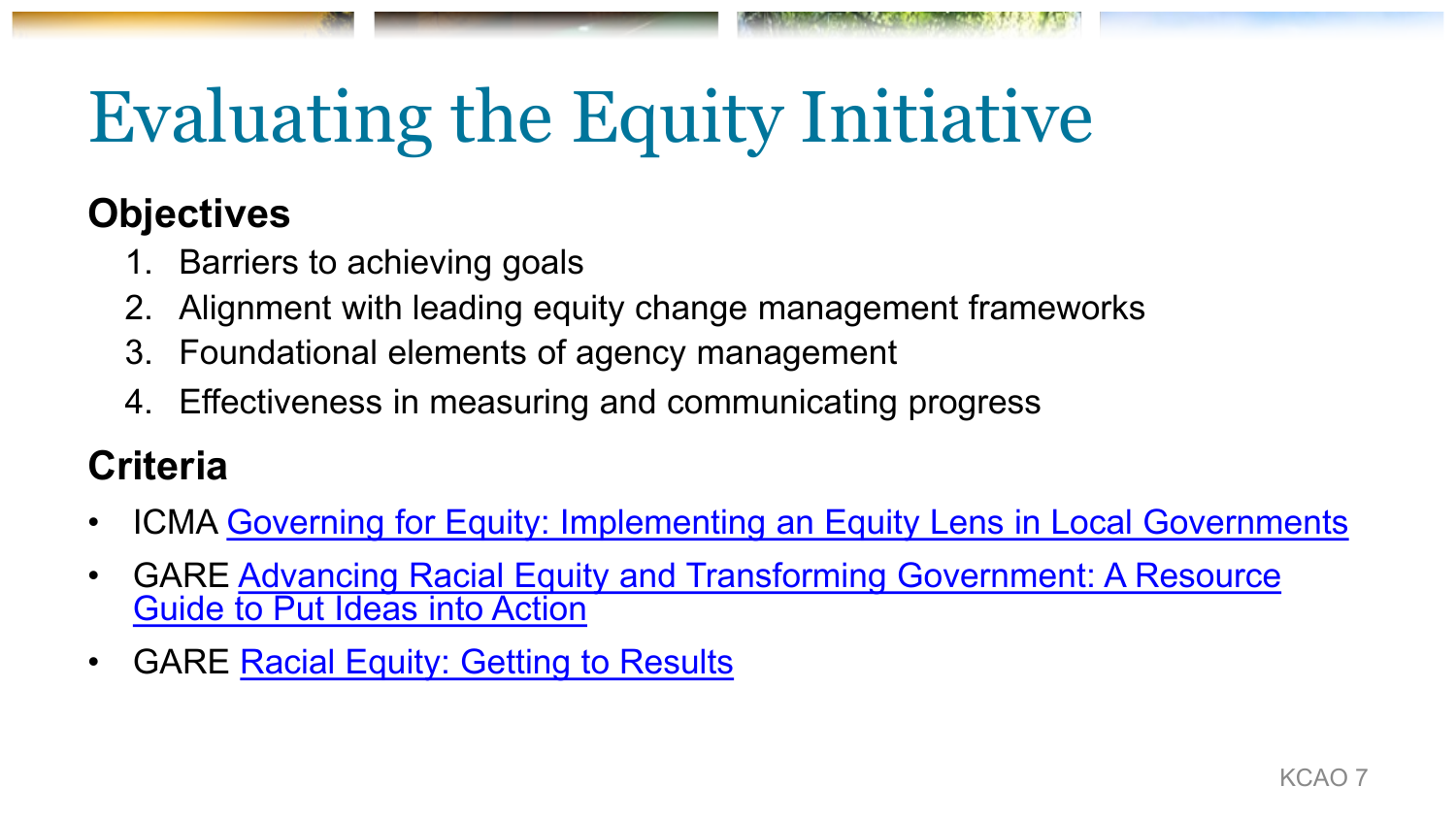# Evaluating the Equity Initiative

## Objectives

1. Barriers to achieving goals
2. Alignment with leading equity change management frameworks
3. Foundational elements of agency management
4. Effectiveness in measuring and communicating progress

## Criteria

- ICMA Governing for Equity: Implementing an Equity Lens in Local Governments
- GARE Advancing Racial Equity and Transforming Government: A Resource Guide to Put Ideas into Action
- GARE Racial Equity: Getting to Results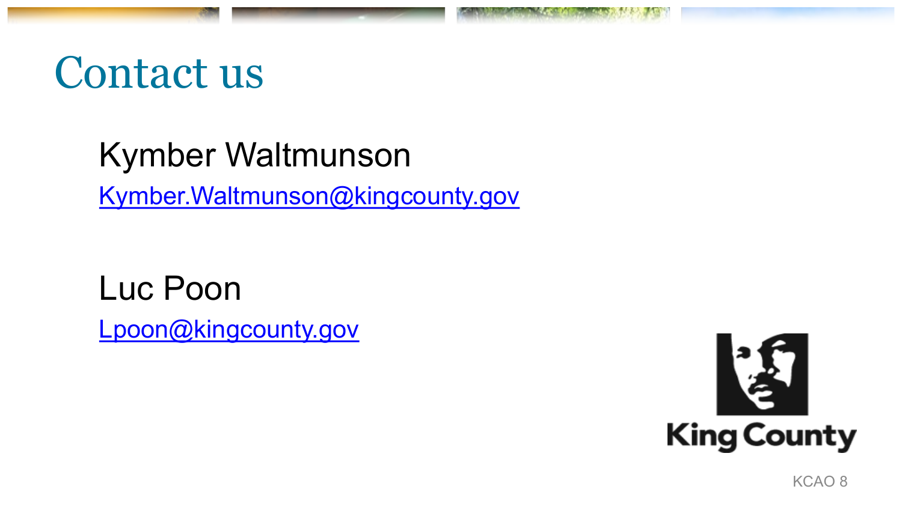# Contact us

Kymber Waltmunson

Kymber.Waltmunson@kingcounty.gov

Luc Poon

Lpoon@kingcounty.gov